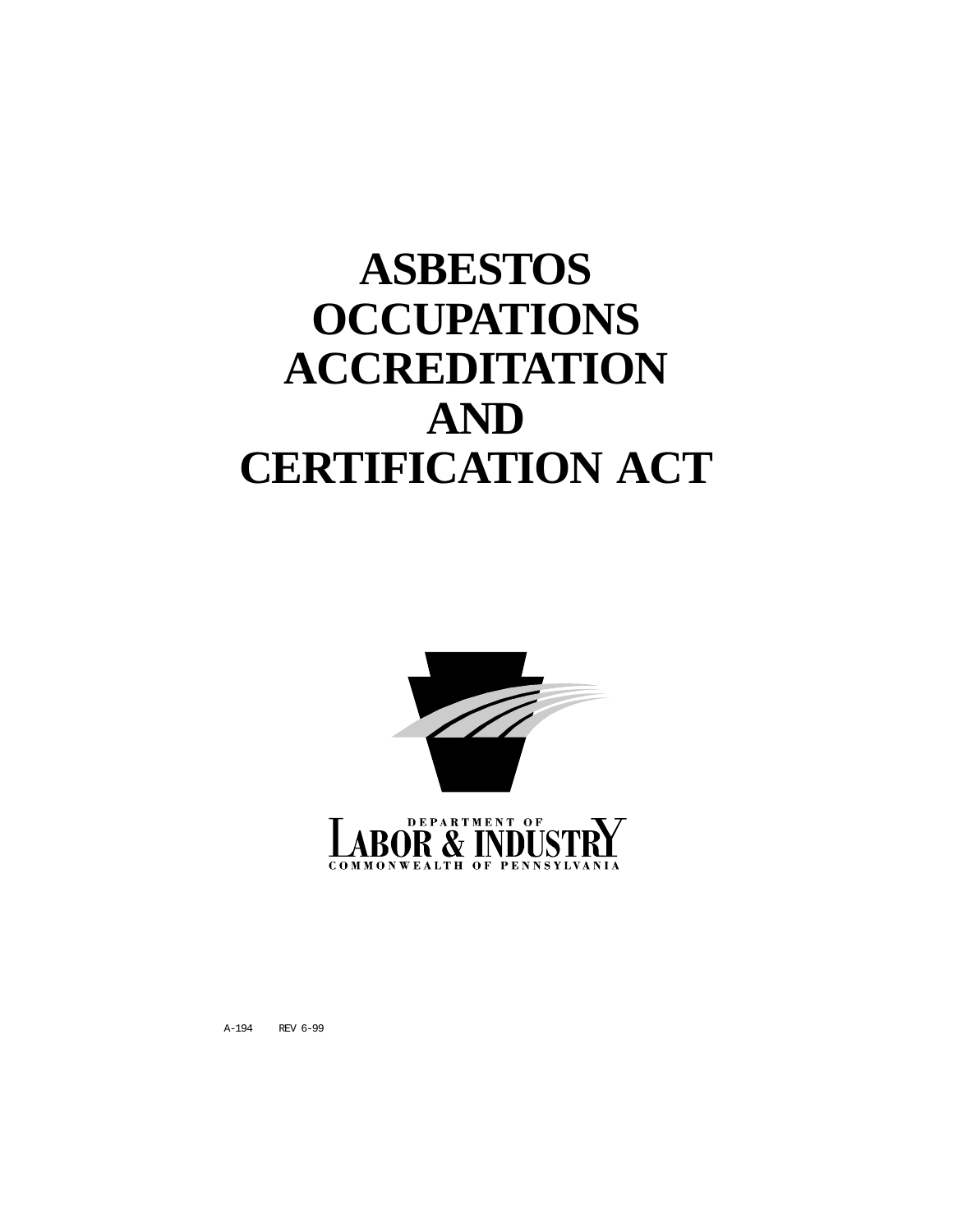# ASBESTOS OCCUPATIONS ACCREDITATION AND CERTIFICATION ACT

DEPARTMENT OF
LABOR & INDUSTRY
COMMONWEALTH OF PENNSYLVANIA

A-194 REV 6-99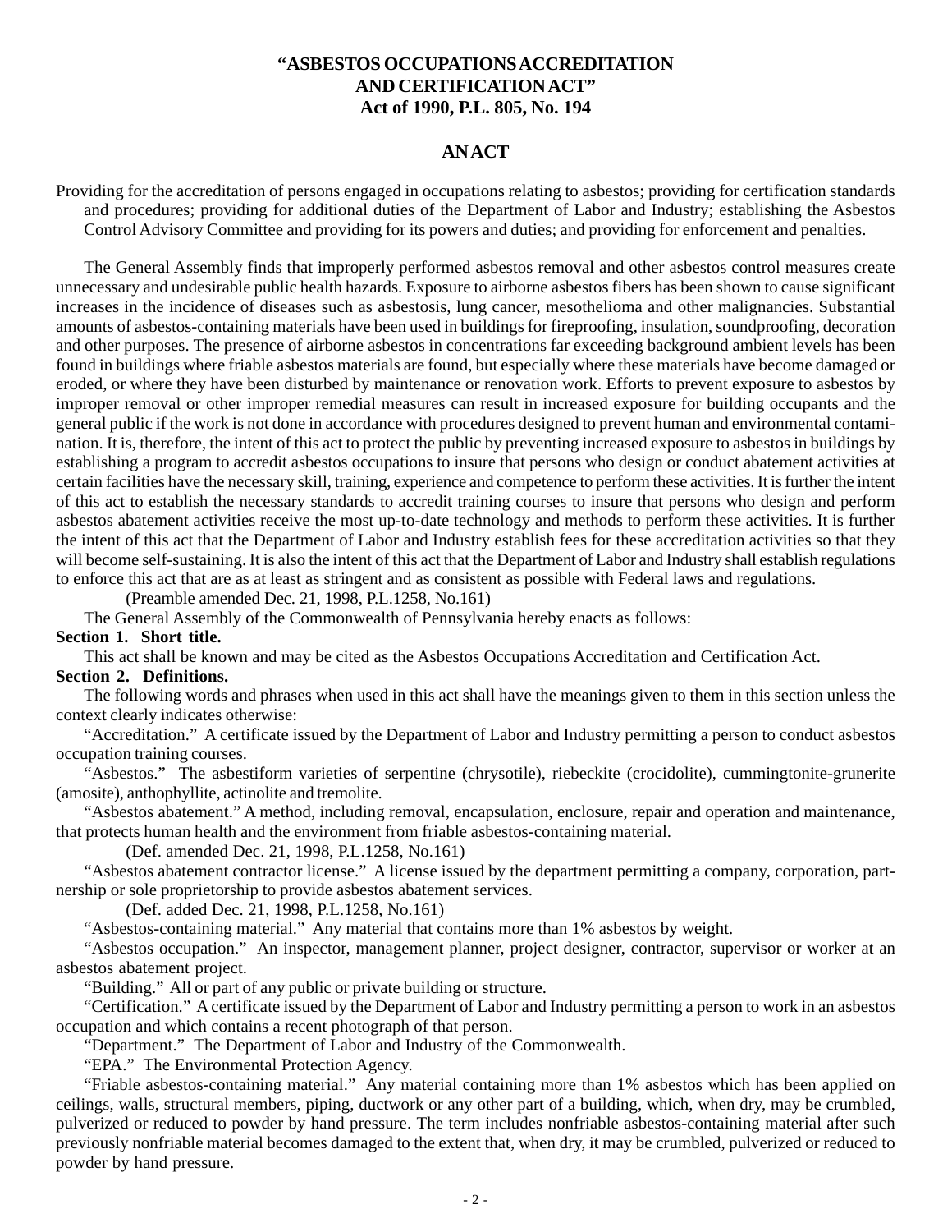# "ASBESTOS OCCUPATIONS ACCREDITATION AND CERTIFICATION ACT"
## Act of 1990, P.L. 805, No. 194

## AN ACT

Providing for the accreditation of persons engaged in occupations relating to asbestos; providing for certification standards and procedures; providing for additional duties of the Department of Labor and Industry; establishing the Asbestos Control Advisory Committee and providing for its powers and duties; and providing for enforcement and penalties.

The General Assembly finds that improperly performed asbestos removal and other asbestos control measures create unnecessary and undesirable public health hazards. Exposure to airborne asbestos fibers has been shown to cause significant increases in the incidence of diseases such as asbestosis, lung cancer, mesothelioma and other malignancies. Substantial amounts of asbestos-containing materials have been used in buildings for fireproofing, insulation, soundproofing, decoration and other purposes. The presence of airborne asbestos in concentrations far exceeding background ambient levels has been found in buildings where friable asbestos materials are found, but especially where these materials have become damaged or eroded, or where they have been disturbed by maintenance or renovation work. Efforts to prevent exposure to asbestos by improper removal or other improper remedial measures can result in increased exposure for building occupants and the general public if the work is not done in accordance with procedures designed to prevent human and environmental contamination. It is, therefore, the intent of this act to protect the public by preventing increased exposure to asbestos in buildings by establishing a program to accredit asbestos occupations to insure that persons who design or conduct abatement activities at certain facilities have the necessary skill, training, experience and competence to perform these activities. It is further the intent of this act to establish the necessary standards to accredit training courses to insure that persons who design and perform asbestos abatement activities receive the most up-to-date technology and methods to perform these activities. It is further the intent of this act that the Department of Labor and Industry establish fees for these accreditation activities so that they will become self-sustaining. It is also the intent of this act that the Department of Labor and Industry shall establish regulations to enforce this act that are as at least as stringent and as consistent as possible with Federal laws and regulations.

(Preamble amended Dec. 21, 1998, P.L.1258, No.161)

The General Assembly of the Commonwealth of Pennsylvania hereby enacts as follows:

**Section 1. Short title.**

This act shall be known and may be cited as the Asbestos Occupations Accreditation and Certification Act.

**Section 2. Definitions.**

The following words and phrases when used in this act shall have the meanings given to them in this section unless the context clearly indicates otherwise:

"Accreditation." A certificate issued by the Department of Labor and Industry permitting a person to conduct asbestos occupation training courses.

"Asbestos." The asbestiform varieties of serpentine (chrysotile), riebeckite (crocidolite), cummingtonite-grunerite (amosite), anthophyllite, actinolite and tremolite.

"Asbestos abatement." A method, including removal, encapsulation, enclosure, repair and operation and maintenance, that protects human health and the environment from friable asbestos-containing material.

(Def. amended Dec. 21, 1998, P.L.1258, No.161)

"Asbestos abatement contractor license." A license issued by the department permitting a company, corporation, partnership or sole proprietorship to provide asbestos abatement services.

(Def. added Dec. 21, 1998, P.L.1258, No.161)

"Asbestos-containing material." Any material that contains more than 1% asbestos by weight.

"Asbestos occupation." An inspector, management planner, project designer, contractor, supervisor or worker at an asbestos abatement project.

"Building." All or part of any public or private building or structure.

"Certification." A certificate issued by the Department of Labor and Industry permitting a person to work in an asbestos occupation and which contains a recent photograph of that person.

"Department." The Department of Labor and Industry of the Commonwealth.

"EPA." The Environmental Protection Agency.

"Friable asbestos-containing material." Any material containing more than 1% asbestos which has been applied on ceilings, walls, structural members, piping, ductwork or any other part of a building, which, when dry, may be crumbled, pulverized or reduced to powder by hand pressure. The term includes nonfriable asbestos-containing material after such previously nonfriable material becomes damaged to the extent that, when dry, it may be crumbled, pulverized or reduced to powder by hand pressure.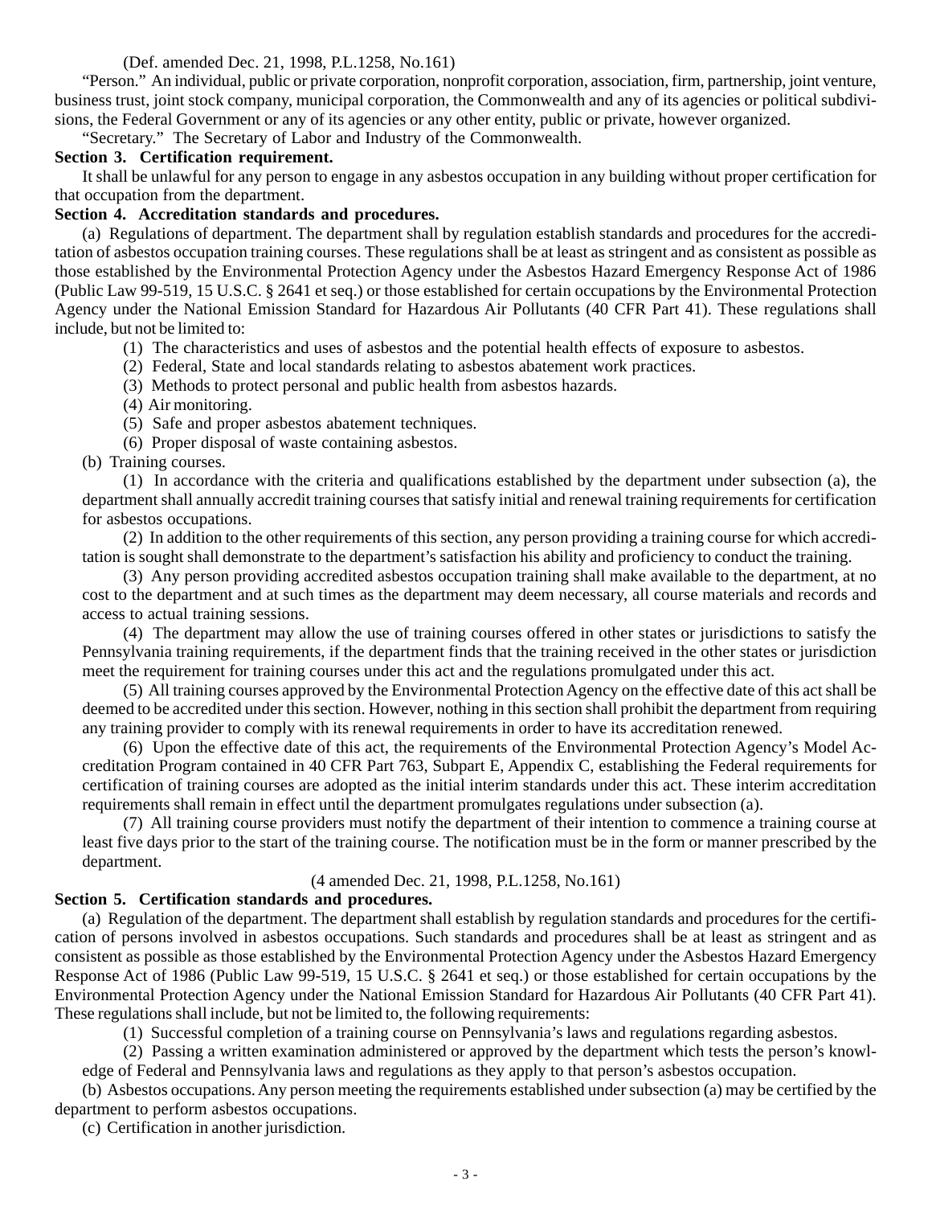(Def. amended Dec. 21, 1998, P.L.1258, No.161)

"Person." An individual, public or private corporation, nonprofit corporation, association, firm, partnership, joint venture, business trust, joint stock company, municipal corporation, the Commonwealth and any of its agencies or political subdivisions, the Federal Government or any of its agencies or any other entity, public or private, however organized.

"Secretary." The Secretary of Labor and Industry of the Commonwealth.

**Section 3. Certification requirement.**

It shall be unlawful for any person to engage in any asbestos occupation in any building without proper certification for that occupation from the department.

**Section 4. Accreditation standards and procedures.**

(a) Regulations of department. The department shall by regulation establish standards and procedures for the accreditation of asbestos occupation training courses. These regulations shall be at least as stringent and as consistent as possible as those established by the Environmental Protection Agency under the Asbestos Hazard Emergency Response Act of 1986 (Public Law 99-519, 15 U.S.C. § 2641 et seq.) or those established for certain occupations by the Environmental Protection Agency under the National Emission Standard for Hazardous Air Pollutants (40 CFR Part 41). These regulations shall include, but not be limited to:

(1) The characteristics and uses of asbestos and the potential health effects of exposure to asbestos.

(2) Federal, State and local standards relating to asbestos abatement work practices.

(3) Methods to protect personal and public health from asbestos hazards.

(4) Air monitoring.

(5) Safe and proper asbestos abatement techniques.

(6) Proper disposal of waste containing asbestos.

(b) Training courses.

(1) In accordance with the criteria and qualifications established by the department under subsection (a), the department shall annually accredit training courses that satisfy initial and renewal training requirements for certification for asbestos occupations.

(2) In addition to the other requirements of this section, any person providing a training course for which accreditation is sought shall demonstrate to the department's satisfaction his ability and proficiency to conduct the training.

(3) Any person providing accredited asbestos occupation training shall make available to the department, at no cost to the department and at such times as the department may deem necessary, all course materials and records and access to actual training sessions.

(4) The department may allow the use of training courses offered in other states or jurisdictions to satisfy the Pennsylvania training requirements, if the department finds that the training received in the other states or jurisdiction meet the requirement for training courses under this act and the regulations promulgated under this act.

(5) All training courses approved by the Environmental Protection Agency on the effective date of this act shall be deemed to be accredited under this section. However, nothing in this section shall prohibit the department from requiring any training provider to comply with its renewal requirements in order to have its accreditation renewed.

(6) Upon the effective date of this act, the requirements of the Environmental Protection Agency's Model Accreditation Program contained in 40 CFR Part 763, Subpart E, Appendix C, establishing the Federal requirements for certification of training courses are adopted as the initial interim standards under this act. These interim accreditation requirements shall remain in effect until the department promulgates regulations under subsection (a).

(7) All training course providers must notify the department of their intention to commence a training course at least five days prior to the start of the training course. The notification must be in the form or manner prescribed by the department.

(4 amended Dec. 21, 1998, P.L.1258, No.161)

**Section 5. Certification standards and procedures.**

(a) Regulation of the department. The department shall establish by regulation standards and procedures for the certification of persons involved in asbestos occupations. Such standards and procedures shall be at least as stringent and as consistent as possible as those established by the Environmental Protection Agency under the Asbestos Hazard Emergency Response Act of 1986 (Public Law 99-519, 15 U.S.C. § 2641 et seq.) or those established for certain occupations by the Environmental Protection Agency under the National Emission Standard for Hazardous Air Pollutants (40 CFR Part 41). These regulations shall include, but not be limited to, the following requirements:

(1) Successful completion of a training course on Pennsylvania's laws and regulations regarding asbestos.

(2) Passing a written examination administered or approved by the department which tests the person's knowledge of Federal and Pennsylvania laws and regulations as they apply to that person's asbestos occupation.

(b) Asbestos occupations. Any person meeting the requirements established under subsection (a) may be certified by the department to perform asbestos occupations.

(c) Certification in another jurisdiction.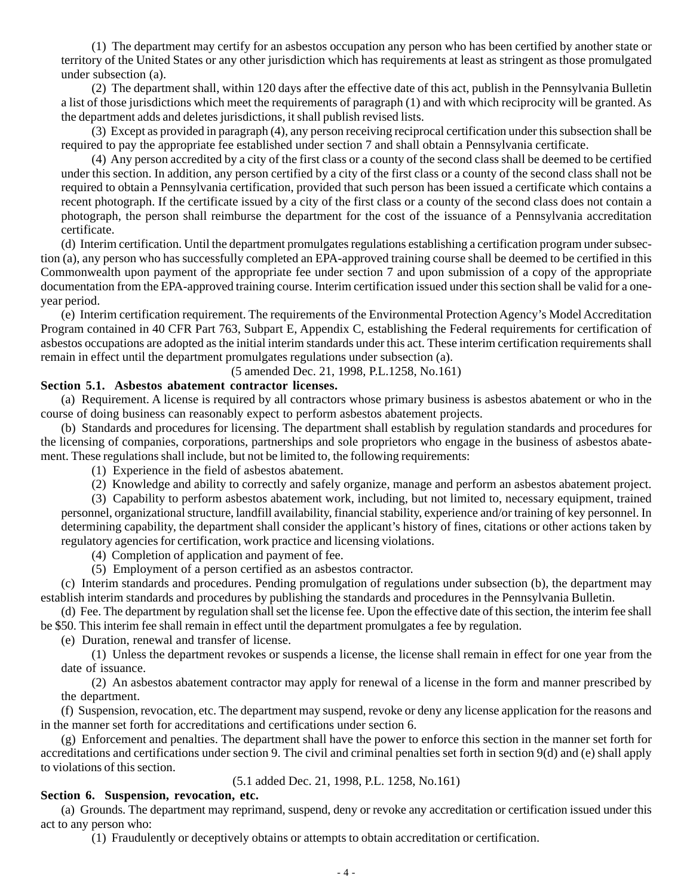(1) The department may certify for an asbestos occupation any person who has been certified by another state or territory of the United States or any other jurisdiction which has requirements at least as stringent as those promulgated under subsection (a).

(2) The department shall, within 120 days after the effective date of this act, publish in the Pennsylvania Bulletin a list of those jurisdictions which meet the requirements of paragraph (1) and with which reciprocity will be granted. As the department adds and deletes jurisdictions, it shall publish revised lists.

(3) Except as provided in paragraph (4), any person receiving reciprocal certification under this subsection shall be required to pay the appropriate fee established under section 7 and shall obtain a Pennsylvania certificate.

(4) Any person accredited by a city of the first class or a county of the second class shall be deemed to be certified under this section. In addition, any person certified by a city of the first class or a county of the second class shall not be required to obtain a Pennsylvania certification, provided that such person has been issued a certificate which contains a recent photograph. If the certificate issued by a city of the first class or a county of the second class does not contain a photograph, the person shall reimburse the department for the cost of the issuance of a Pennsylvania accreditation certificate.

(d) Interim certification. Until the department promulgates regulations establishing a certification program under subsection (a), any person who has successfully completed an EPA-approved training course shall be deemed to be certified in this Commonwealth upon payment of the appropriate fee under section 7 and upon submission of a copy of the appropriate documentation from the EPA-approved training course. Interim certification issued under this section shall be valid for a one-year period.

(e) Interim certification requirement. The requirements of the Environmental Protection Agency's Model Accreditation Program contained in 40 CFR Part 763, Subpart E, Appendix C, establishing the Federal requirements for certification of asbestos occupations are adopted as the initial interim standards under this act. These interim certification requirements shall remain in effect until the department promulgates regulations under subsection (a).

(5 amended Dec. 21, 1998, P.L.1258, No.161)

**Section 5.1. Asbestos abatement contractor licenses.**

(a) Requirement. A license is required by all contractors whose primary business is asbestos abatement or who in the course of doing business can reasonably expect to perform asbestos abatement projects.

(b) Standards and procedures for licensing. The department shall establish by regulation standards and procedures for the licensing of companies, corporations, partnerships and sole proprietors who engage in the business of asbestos abatement. These regulations shall include, but not be limited to, the following requirements:

(1) Experience in the field of asbestos abatement.

(2) Knowledge and ability to correctly and safely organize, manage and perform an asbestos abatement project.

(3) Capability to perform asbestos abatement work, including, but not limited to, necessary equipment, trained personnel, organizational structure, landfill availability, financial stability, experience and/or training of key personnel. In determining capability, the department shall consider the applicant's history of fines, citations or other actions taken by regulatory agencies for certification, work practice and licensing violations.

(4) Completion of application and payment of fee.

(5) Employment of a person certified as an asbestos contractor.

(c) Interim standards and procedures. Pending promulgation of regulations under subsection (b), the department may establish interim standards and procedures by publishing the standards and procedures in the Pennsylvania Bulletin.

(d) Fee. The department by regulation shall set the license fee. Upon the effective date of this section, the interim fee shall be $50. This interim fee shall remain in effect until the department promulgates a fee by regulation.

(e) Duration, renewal and transfer of license.

(1) Unless the department revokes or suspends a license, the license shall remain in effect for one year from the date of issuance.

(2) An asbestos abatement contractor may apply for renewal of a license in the form and manner prescribed by the department.

(f) Suspension, revocation, etc. The department may suspend, revoke or deny any license application for the reasons and in the manner set forth for accreditations and certifications under section 6.

(g) Enforcement and penalties. The department shall have the power to enforce this section in the manner set forth for accreditations and certifications under section 9. The civil and criminal penalties set forth in section 9(d) and (e) shall apply to violations of this section.

(5.1 added Dec. 21, 1998, P.L. 1258, No.161)

**Section 6. Suspension, revocation, etc.**

(a) Grounds. The department may reprimand, suspend, deny or revoke any accreditation or certification issued under this act to any person who:

(1) Fraudulently or deceptively obtains or attempts to obtain accreditation or certification.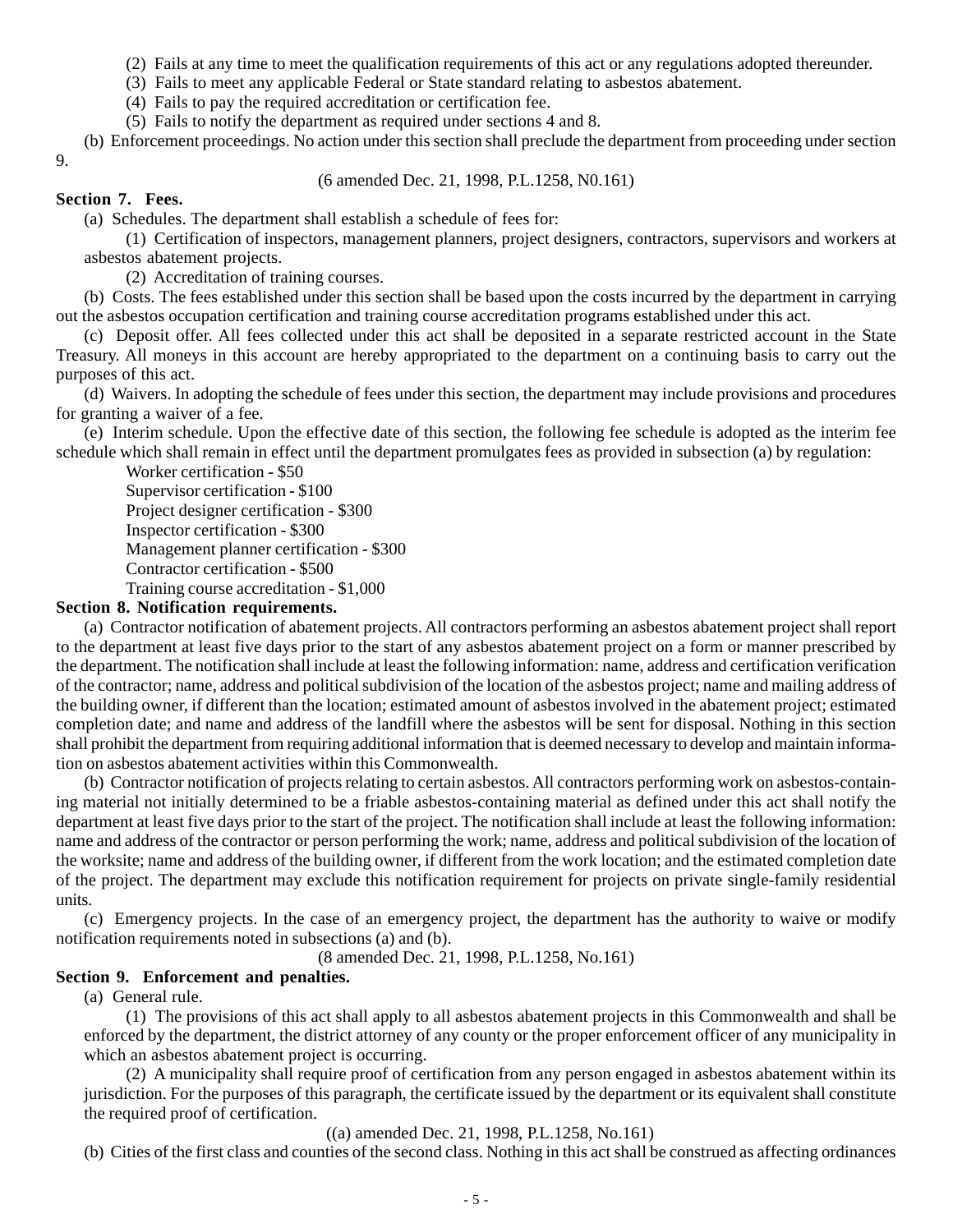(2) Fails at any time to meet the qualification requirements of this act or any regulations adopted thereunder.

(3) Fails to meet any applicable Federal or State standard relating to asbestos abatement.

(4) Fails to pay the required accreditation or certification fee.

(5) Fails to notify the department as required under sections 4 and 8.

(b) Enforcement proceedings. No action under this section shall preclude the department from proceeding under section 9.

(6 amended Dec. 21, 1998, P.L.1258, N0.161)

**Section 7. Fees.**

(a) Schedules. The department shall establish a schedule of fees for:

(1) Certification of inspectors, management planners, project designers, contractors, supervisors and workers at asbestos abatement projects.

(2) Accreditation of training courses.

(b) Costs. The fees established under this section shall be based upon the costs incurred by the department in carrying out the asbestos occupation certification and training course accreditation programs established under this act.

(c) Deposit offer. All fees collected under this act shall be deposited in a separate restricted account in the State Treasury. All moneys in this account are hereby appropriated to the department on a continuing basis to carry out the purposes of this act.

(d) Waivers. In adopting the schedule of fees under this section, the department may include provisions and procedures for granting a waiver of a fee.

(e) Interim schedule. Upon the effective date of this section, the following fee schedule is adopted as the interim fee schedule which shall remain in effect until the department promulgates fees as provided in subsection (a) by regulation:

Worker certification - $50
Supervisor certification - $100
Project designer certification - $300
Inspector certification - $300
Management planner certification - $300
Contractor certification - $500
Training course accreditation - $1,000

**Section 8. Notification requirements.**

(a) Contractor notification of abatement projects. All contractors performing an asbestos abatement project shall report to the department at least five days prior to the start of any asbestos abatement project on a form or manner prescribed by the department. The notification shall include at least the following information: name, address and certification verification of the contractor; name, address and political subdivision of the location of the asbestos project; name and mailing address of the building owner, if different than the location; estimated amount of asbestos involved in the abatement project; estimated completion date; and name and address of the landfill where the asbestos will be sent for disposal. Nothing in this section shall prohibit the department from requiring additional information that is deemed necessary to develop and maintain information on asbestos abatement activities within this Commonwealth.

(b) Contractor notification of projects relating to certain asbestos. All contractors performing work on asbestos-containing material not initially determined to be a friable asbestos-containing material as defined under this act shall notify the department at least five days prior to the start of the project. The notification shall include at least the following information: name and address of the contractor or person performing the work; name, address and political subdivision of the location of the worksite; name and address of the building owner, if different from the work location; and the estimated completion date of the project. The department may exclude this notification requirement for projects on private single-family residential units.

(c) Emergency projects. In the case of an emergency project, the department has the authority to waive or modify notification requirements noted in subsections (a) and (b).

(8 amended Dec. 21, 1998, P.L.1258, No.161)

**Section 9. Enforcement and penalties.**

(a) General rule.

(1) The provisions of this act shall apply to all asbestos abatement projects in this Commonwealth and shall be enforced by the department, the district attorney of any county or the proper enforcement officer of any municipality in which an asbestos abatement project is occurring.

(2) A municipality shall require proof of certification from any person engaged in asbestos abatement within its jurisdiction. For the purposes of this paragraph, the certificate issued by the department or its equivalent shall constitute the required proof of certification.

((a) amended Dec. 21, 1998, P.L.1258, No.161)

(b) Cities of the first class and counties of the second class. Nothing in this act shall be construed as affecting ordinances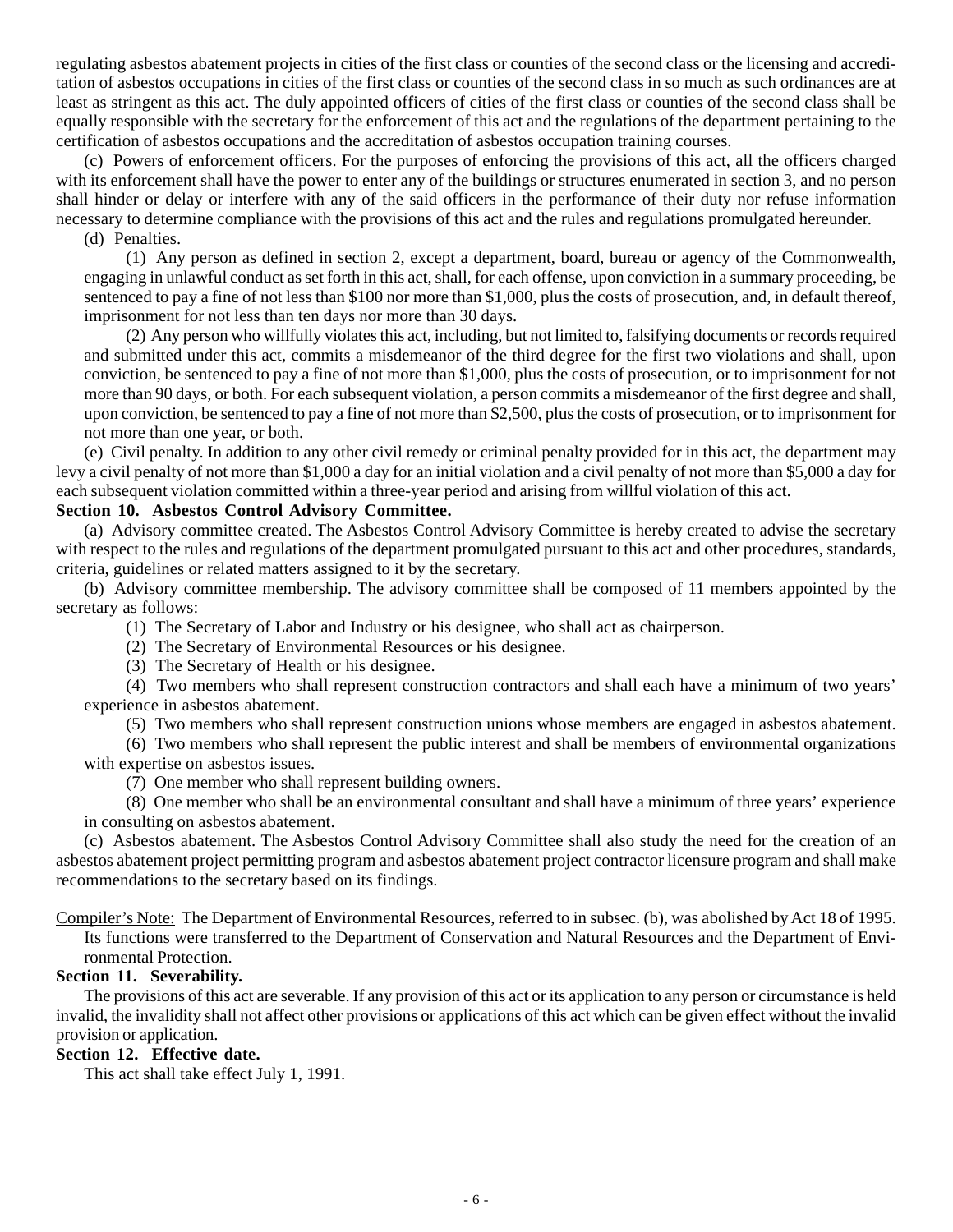regulating asbestos abatement projects in cities of the first class or counties of the second class or the licensing and accreditation of asbestos occupations in cities of the first class or counties of the second class in so much as such ordinances are at least as stringent as this act. The duly appointed officers of cities of the first class or counties of the second class shall be equally responsible with the secretary for the enforcement of this act and the regulations of the department pertaining to the certification of asbestos occupations and the accreditation of asbestos occupation training courses.

(c) Powers of enforcement officers. For the purposes of enforcing the provisions of this act, all the officers charged with its enforcement shall have the power to enter any of the buildings or structures enumerated in section 3, and no person shall hinder or delay or interfere with any of the said officers in the performance of their duty nor refuse information necessary to determine compliance with the provisions of this act and the rules and regulations promulgated hereunder.

(d) Penalties.

(1) Any person as defined in section 2, except a department, board, bureau or agency of the Commonwealth, engaging in unlawful conduct as set forth in this act, shall, for each offense, upon conviction in a summary proceeding, be sentenced to pay a fine of not less than $100 nor more than $1,000, plus the costs of prosecution, and, in default thereof, imprisonment for not less than ten days nor more than 30 days.

(2) Any person who willfully violates this act, including, but not limited to, falsifying documents or records required and submitted under this act, commits a misdemeanor of the third degree for the first two violations and shall, upon conviction, be sentenced to pay a fine of not more than $1,000, plus the costs of prosecution, or to imprisonment for not more than 90 days, or both. For each subsequent violation, a person commits a misdemeanor of the first degree and shall, upon conviction, be sentenced to pay a fine of not more than $2,500, plus the costs of prosecution, or to imprisonment for not more than one year, or both.

(e) Civil penalty. In addition to any other civil remedy or criminal penalty provided for in this act, the department may levy a civil penalty of not more than $1,000 a day for an initial violation and a civil penalty of not more than $5,000 a day for each subsequent violation committed within a three-year period and arising from willful violation of this act.

**Section 10. Asbestos Control Advisory Committee.**

(a) Advisory committee created. The Asbestos Control Advisory Committee is hereby created to advise the secretary with respect to the rules and regulations of the department promulgated pursuant to this act and other procedures, standards, criteria, guidelines or related matters assigned to it by the secretary.

(b) Advisory committee membership. The advisory committee shall be composed of 11 members appointed by the secretary as follows:

(1) The Secretary of Labor and Industry or his designee, who shall act as chairperson.

(2) The Secretary of Environmental Resources or his designee.

(3) The Secretary of Health or his designee.

(4) Two members who shall represent construction contractors and shall each have a minimum of two years' experience in asbestos abatement.

(5) Two members who shall represent construction unions whose members are engaged in asbestos abatement.

(6) Two members who shall represent the public interest and shall be members of environmental organizations with expertise on asbestos issues.

(7) One member who shall represent building owners.

(8) One member who shall be an environmental consultant and shall have a minimum of three years' experience in consulting on asbestos abatement.

(c) Asbestos abatement. The Asbestos Control Advisory Committee shall also study the need for the creation of an asbestos abatement project permitting program and asbestos abatement project contractor licensure program and shall make recommendations to the secretary based on its findings.

Compiler's Note: The Department of Environmental Resources, referred to in subsec. (b), was abolished by Act 18 of 1995. Its functions were transferred to the Department of Conservation and Natural Resources and the Department of Environmental Protection.

**Section 11. Severability.**

The provisions of this act are severable. If any provision of this act or its application to any person or circumstance is held invalid, the invalidity shall not affect other provisions or applications of this act which can be given effect without the invalid provision or application.

**Section 12. Effective date.**

This act shall take effect July 1, 1991.